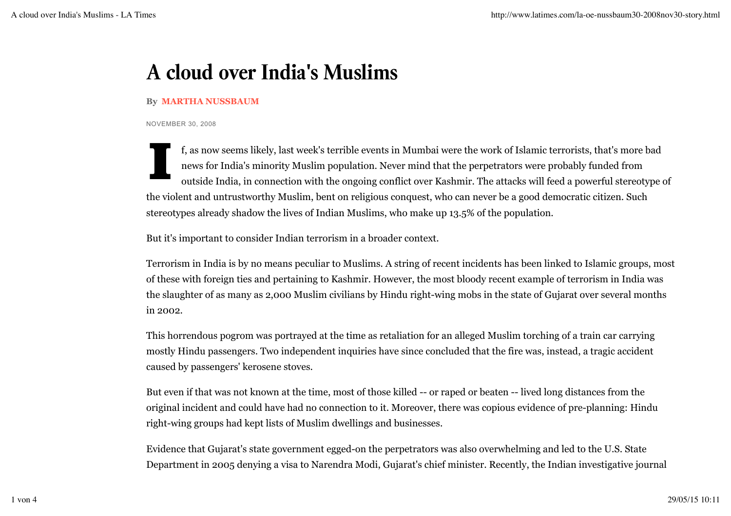# A cloud over India's Muslims

**By MARTHA NUSSBAUM**

NOVEMBER 30, 2008

If, as now seems likely, last week's terrible events in Mumbai were the work of Islamic terrorists, that's more bad news for India's minority Muslim population. Never mind that the perpetrators were probably funded from outside India, in connection with the ongoing conflict over Kashmir. The attacks will feed a powerful stereotype of the violent and untrustworthy Muslim, bent on religious conquest, who can never be a good democratic citizen. Such stereotypes already shadow the lives of Indian Muslims, who make up 13.5% of the population.

But it's important to consider Indian terrorism in a broader context.

Terrorism in India is by no means peculiar to Muslims. A string of recent incidents has been linked to Islamic groups, most of these with foreign ties and pertaining to Kashmir. However, the most bloody recent example of terrorism in India was the slaughter of as many as 2,000 Muslim civilians by Hindu right-wing mobs in the state of Gujarat over several months in 2002.

This horrendous pogrom was portrayed at the time as retaliation for an alleged Muslim torching of a train car carrying mostly Hindu passengers. Two independent inquiries have since concluded that the fire was, instead, a tragic accident caused by passengers' kerosene stoves.

But even if that was not known at the time, most of those killed -- or raped or beaten -- lived long distances from the original incident and could have had no connection to it. Moreover, there was copious evidence of pre-planning: Hindu right-wing groups had kept lists of Muslim dwellings and businesses.

Evidence that Gujarat's state government egged-on the perpetrators was also overwhelming and led to the U.S. State Department in 2005 denying a visa to Narendra Modi, Gujarat's chief minister. Recently, the Indian investigative journal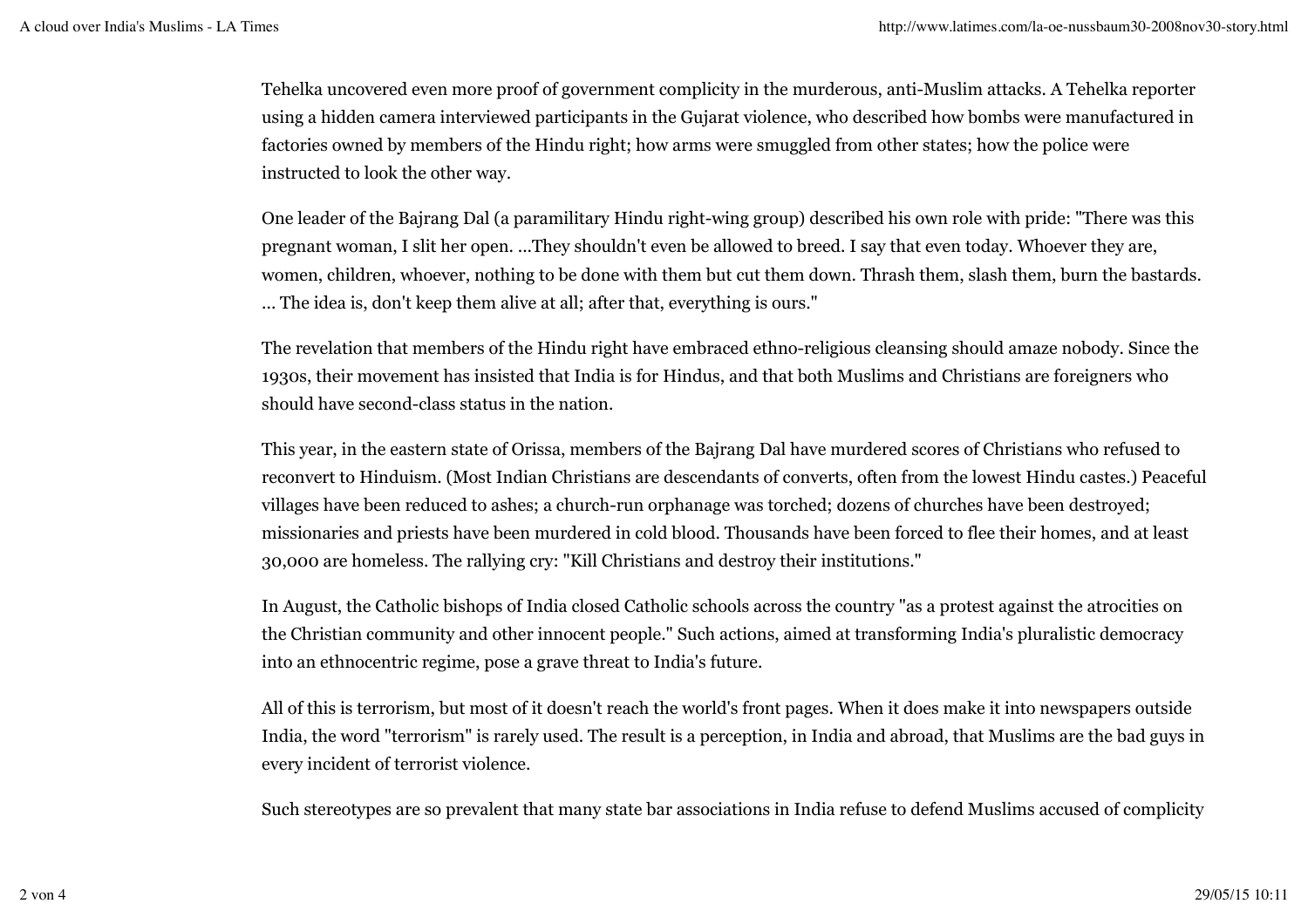Tehelka uncovered even more proof of government complicity in the murderous, anti-Muslim attacks. A Tehelka reporter using a hidden camera interviewed participants in the Gujarat violence, who described how bombs were manufactured in factories owned by members of the Hindu right; how arms were smuggled from other states; how the police were instructed to look the other way.

One leader of the Bajrang Dal (a paramilitary Hindu right-wing group) described his own role with pride: "There was this pregnant woman, I slit her open. ...They shouldn't even be allowed to breed. I say that even today. Whoever they are, women, children, whoever, nothing to be done with them but cut them down. Thrash them, slash them, burn the bastards. ... The idea is, don't keep them alive at all; after that, everything is ours."

The revelation that members of the Hindu right have embraced ethno-religious cleansing should amaze nobody. Since the 1930s, their movement has insisted that India is for Hindus, and that both Muslims and Christians are foreigners who should have second-class status in the nation.

This year, in the eastern state of Orissa, members of the Bajrang Dal have murdered scores of Christians who refused to reconvert to Hinduism. (Most Indian Christians are descendants of converts, often from the lowest Hindu castes.) Peaceful villages have been reduced to ashes; a church-run orphanage was torched; dozens of churches have been destroyed; missionaries and priests have been murdered in cold blood. Thousands have been forced to flee their homes, and at least 30,000 are homeless. The rallying cry: "Kill Christians and destroy their institutions."

In August, the Catholic bishops of India closed Catholic schools across the country "as a protest against the atrocities on the Christian community and other innocent people." Such actions, aimed at transforming India's pluralistic democracy into an ethnocentric regime, pose a grave threat to India's future.

All of this is terrorism, but most of it doesn't reach the world's front pages. When it does make it into newspapers outside India, the word "terrorism" is rarely used. The result is a perception, in India and abroad, that Muslims are the bad guys in every incident of terrorist violence.

Such stereotypes are so prevalent that many state bar associations in India refuse to defend Muslims accused of complicity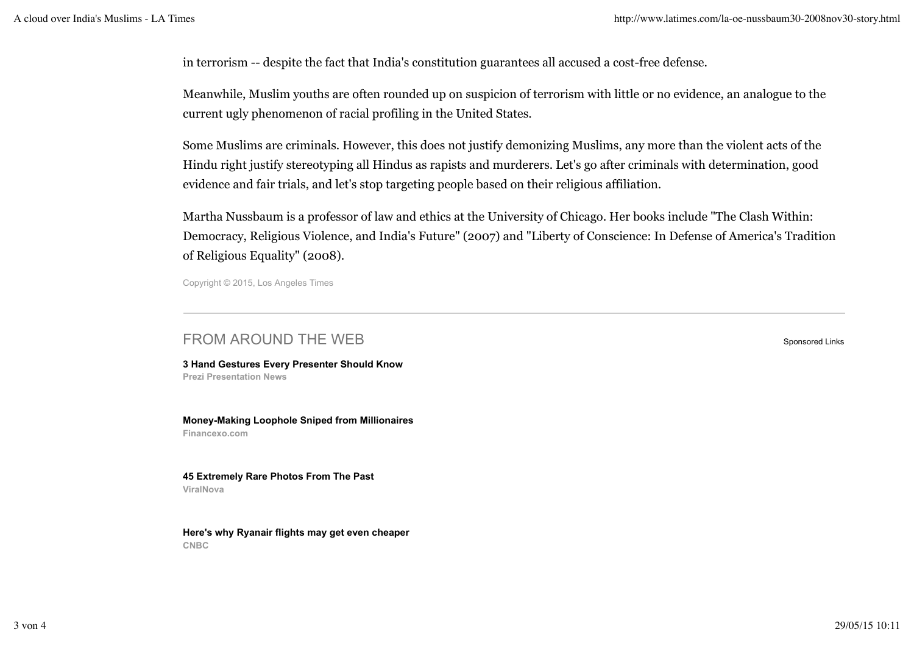in terrorism -- despite the fact that India's constitution guarantees all accused a cost-free defense.

Meanwhile, Muslim youths are often rounded up on suspicion of terrorism with little or no evidence, an analogue to the current ugly phenomenon of racial profiling in the United States.

Some Muslims are criminals. However, this does not justify demonizing Muslims, any more than the violent acts of the Hindu right justify stereotyping all Hindus as rapists and murderers. Let's go after criminals with determination, good evidence and fair trials, and let's stop targeting people based on their religious affiliation.

Martha Nussbaum is a professor of law and ethics at the University of Chicago. Her books include "The Clash Within: Democracy, Religious Violence, and India's Future" (2007) and "Liberty of Conscience: In Defense of America's Tradition of Religious Equality" (2008).

Copyright © 2015, Los Angeles Times

## FROM AROUND THE WEB

Sponsored Links

**3 Hand Gestures Every Presenter Should Know**
**Prezi Presentation News**

**Money-Making Loophole Sniped from Millionaires**
**Financexo.com**

**45 Extremely Rare Photos From The Past**
**ViralNova**

**Here's why Ryanair flights may get even cheaper**
**CNBC**